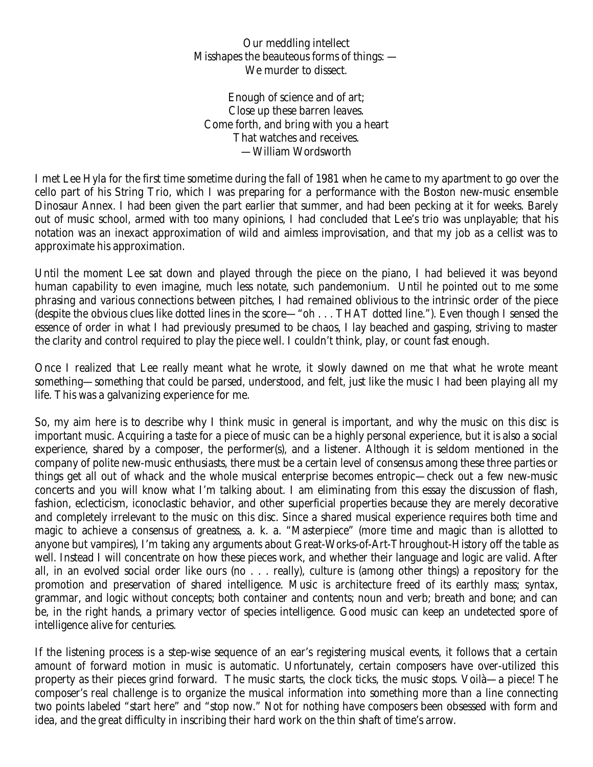Our meddling intellect  
Misshapes the beauteous forms of things: —  
We murder to dissect.

Enough of science and of art;  
Close up these barren leaves.  
Come forth, and bring with you a heart  
That watches and receives.  
—William Wordsworth

I met Lee Hyla for the first time sometime during the fall of 1981 when he came to my apartment to go over the cello part of his String Trio, which I was preparing for a performance with the Boston new-music ensemble Dinosaur Annex. I had been given the part earlier that summer, and had been pecking at it for weeks. Barely out of music school, armed with too many opinions, I had concluded that Lee's trio was unplayable; that his notation was an inexact approximation of wild and aimless improvisation, and that my job as a cellist was to approximate his approximation.

Until the moment Lee sat down and played through the piece on the piano, I had believed it was beyond human capability to even imagine, much less notate, such pandemonium. Until he pointed out to me some phrasing and various connections between pitches, I had remained oblivious to the intrinsic order of the piece (despite the obvious clues like dotted lines in the score—"oh . . . THAT dotted line."). Even though I sensed the essence of order in what I had previously presumed to be chaos, I lay beached and gasping, striving to master the clarity and control required to play the piece well. I couldn't think, play, or count fast enough.

Once I realized that Lee really meant what he wrote, it slowly dawned on me that what he wrote meant something—something that could be parsed, understood, and felt, just like the music I had been playing all my life. This was a galvanizing experience for me.

So, my aim here is to describe why I think music in general is important, and why the music on this disc is important music. Acquiring a taste for a piece of music can be a highly personal experience, but it is also a social experience, shared by a composer, the performer(s), and a listener. Although it is seldom mentioned in the company of polite new-music enthusiasts, there must be a certain level of consensus among these three parties or things get all out of whack and the whole musical enterprise becomes entropic—check out a few new-music concerts and you will know what I'm talking about. I am eliminating from this essay the discussion of flash, fashion, eclecticism, iconoclastic behavior, and other superficial properties because they are merely decorative and completely irrelevant to the music on this disc. Since a shared musical experience requires both time and magic to achieve a consensus of greatness, a. k. a. "Masterpiece" (more time and magic than is allotted to anyone but vampires), I'm taking any arguments about Great-Works-of-Art-Throughout-History off the table as well. Instead I will concentrate on how these pieces work, and whether their language and logic are valid. After all, in an evolved social order like ours (no . . . really), culture is (among other things) a repository for the promotion and preservation of shared intelligence. Music is architecture freed of its earthly mass; syntax, grammar, and logic without concepts; both container and contents; noun and verb; breath and bone; and can be, in the right hands, a primary vector of species intelligence. Good music can keep an undetected spore of intelligence alive for centuries.

If the listening process is a step-wise sequence of an ear's registering musical events, it follows that a certain amount of forward motion in music is automatic. Unfortunately, certain composers have over-utilized this property as their pieces grind forward. The music starts, the clock ticks, the music stops. Voilà—a piece! The composer's real challenge is to organize the musical information into something more than a line connecting two points labeled "start here" and "stop now." Not for nothing have composers been obsessed with form and idea, and the great difficulty in inscribing their hard work on the thin shaft of time's arrow.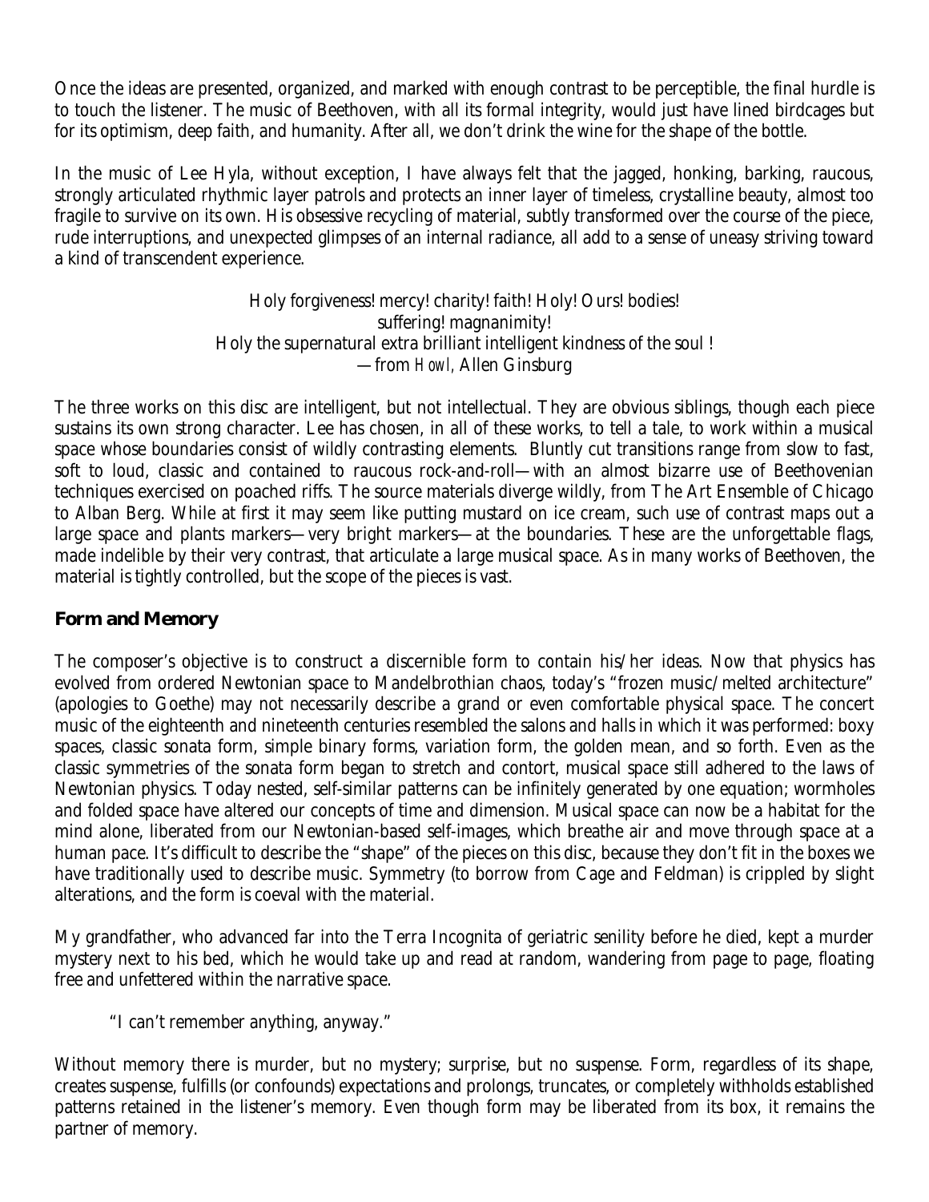Once the ideas are presented, organized, and marked with enough contrast to be perceptible, the final hurdle is to touch the listener. The music of Beethoven, with all its formal integrity, would just have lined birdcages but for its optimism, deep faith, and humanity. After all, we don't drink the wine for the shape of the bottle.

In the music of Lee Hyla, without exception, I have always felt that the jagged, honking, barking, raucous, strongly articulated rhythmic layer patrols and protects an inner layer of timeless, crystalline beauty, almost too fragile to survive on its own. His obsessive recycling of material, subtly transformed over the course of the piece, rude interruptions, and unexpected glimpses of an internal radiance, all add to a sense of uneasy striving toward a kind of transcendent experience.

> Holy forgiveness! mercy! charity! faith! Holy! Ours! bodies!
> suffering! magnanimity!
> Holy the supernatural extra brilliant intelligent kindness of the soul !
> —from *Howl,* Allen Ginsburg

The three works on this disc are intelligent, but not intellectual. They are obvious siblings, though each piece sustains its own strong character. Lee has chosen, in all of these works, to tell a tale, to work within a musical space whose boundaries consist of wildly contrasting elements. Bluntly cut transitions range from slow to fast, soft to loud, classic and contained to raucous rock-and-roll—with an almost bizarre use of Beethovenian techniques exercised on poached riffs. The source materials diverge wildly, from The Art Ensemble of Chicago to Alban Berg. While at first it may seem like putting mustard on ice cream, such use of contrast maps out a large space and plants markers—very bright markers—at the boundaries. These are the unforgettable flags, made indelible by their very contrast, that articulate a large musical space. As in many works of Beethoven, the material is tightly controlled, but the scope of the pieces is vast.

## Form and Memory

The composer's objective is to construct a discernible form to contain his/her ideas. Now that physics has evolved from ordered Newtonian space to Mandelbrothian chaos, today's "frozen music/melted architecture" (apologies to Goethe) may not necessarily describe a grand or even comfortable physical space. The concert music of the eighteenth and nineteenth centuries resembled the salons and halls in which it was performed: boxy spaces, classic sonata form, simple binary forms, variation form, the golden mean, and so forth. Even as the classic symmetries of the sonata form began to stretch and contort, musical space still adhered to the laws of Newtonian physics. Today nested, self-similar patterns can be infinitely generated by one equation; wormholes and folded space have altered our concepts of time and dimension. Musical space can now be a habitat for the mind alone, liberated from our Newtonian-based self-images, which breathe air and move through space at a human pace. It's difficult to describe the "shape" of the pieces on this disc, because they don't fit in the boxes we have traditionally used to describe music. Symmetry (to borrow from Cage and Feldman) is crippled by slight alterations, and the form is coeval with the material.

My grandfather, who advanced far into the Terra Incognita of geriatric senility before he died, kept a murder mystery next to his bed, which he would take up and read at random, wandering from page to page, floating free and unfettered within the narrative space.

> "I can't remember anything, anyway."

Without memory there is murder, but no mystery; surprise, but no suspense. Form, regardless of its shape, creates suspense, fulfills (or confounds) expectations and prolongs, truncates, or completely withholds established patterns retained in the listener's memory. Even though form may be liberated from its box, it remains the partner of memory.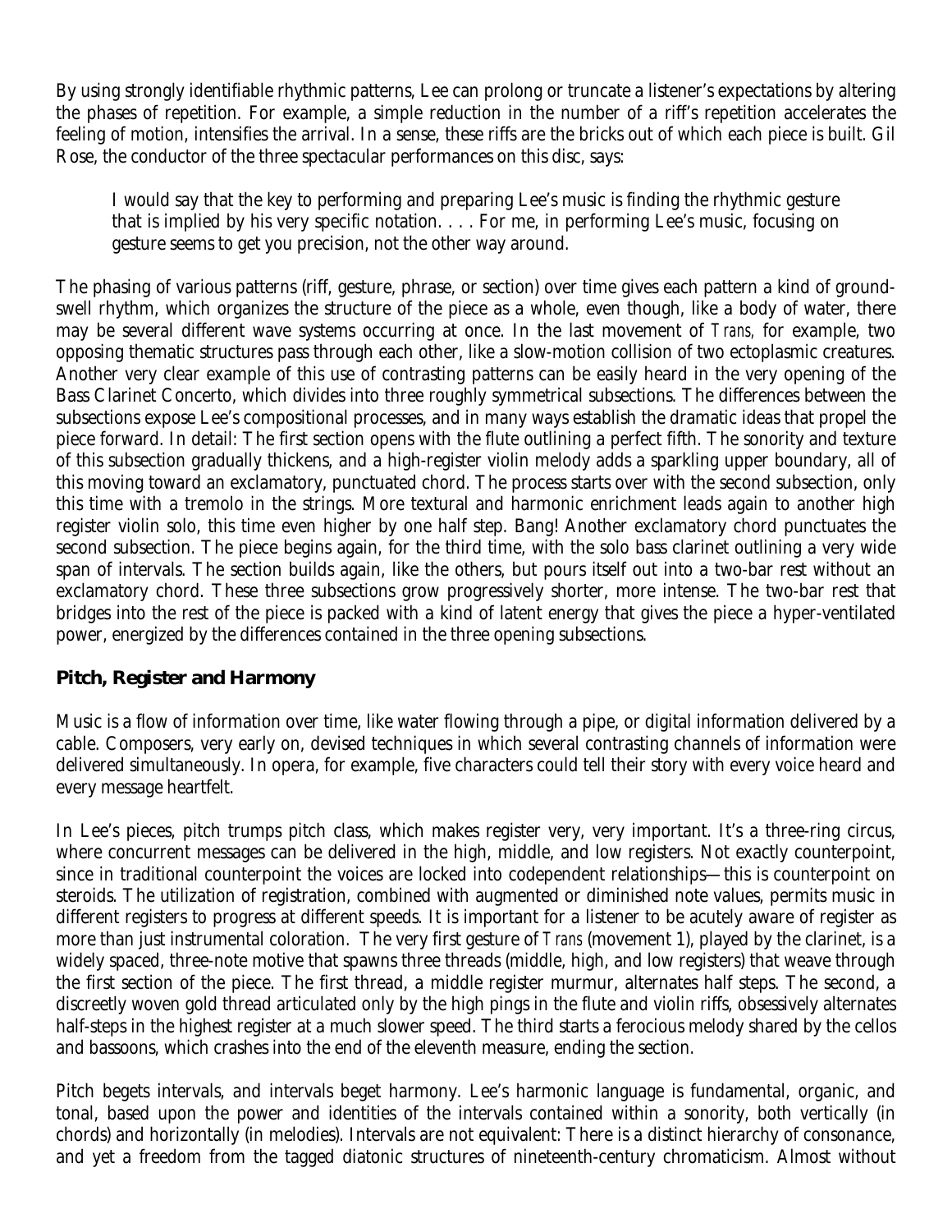By using strongly identifiable rhythmic patterns, Lee can prolong or truncate a listener's expectations by altering the phases of repetition. For example, a simple reduction in the number of a riff's repetition accelerates the feeling of motion, intensifies the arrival. In a sense, these riffs are the bricks out of which each piece is built. Gil Rose, the conductor of the three spectacular performances on this disc, says:

> I would say that the key to performing and preparing Lee's music is finding the rhythmic gesture that is implied by his very specific notation. . . . For me, in performing Lee's music, focusing on gesture seems to get you precision, not the other way around.

The phasing of various patterns (riff, gesture, phrase, or section) over time gives each pattern a kind of groundswell rhythm, which organizes the structure of the piece as a whole, even though, like a body of water, there may be several different wave systems occurring at once. In the last movement of *Trans,* for example, two opposing thematic structures pass through each other, like a slow-motion collision of two ectoplasmic creatures. Another very clear example of this use of contrasting patterns can be easily heard in the very opening of the Bass Clarinet Concerto, which divides into three roughly symmetrical subsections. The differences between the subsections expose Lee's compositional processes, and in many ways establish the dramatic ideas that propel the piece forward. In detail: The first section opens with the flute outlining a perfect fifth. The sonority and texture of this subsection gradually thickens, and a high-register violin melody adds a sparkling upper boundary, all of this moving toward an exclamatory, punctuated chord. The process starts over with the second subsection, only this time with a tremolo in the strings. More textural and harmonic enrichment leads again to another high register violin solo, this time even higher by one half step. Bang! Another exclamatory chord punctuates the second subsection. The piece begins again, for the third time, with the solo bass clarinet outlining a very wide span of intervals. The section builds again, like the others, but pours itself out into a two-bar rest without an exclamatory chord. These three subsections grow progressively shorter, more intense. The two-bar rest that bridges into the rest of the piece is packed with a kind of latent energy that gives the piece a hyper-ventilated power, energized by the differences contained in the three opening subsections.

## Pitch, Register and Harmony

Music is a flow of information over time, like water flowing through a pipe, or digital information delivered by a cable. Composers, very early on, devised techniques in which several contrasting channels of information were delivered simultaneously. In opera, for example, five characters could tell their story with every voice heard and every message heartfelt.

In Lee's pieces, pitch trumps pitch class, which makes register very, very important. It's a three-ring circus, where concurrent messages can be delivered in the high, middle, and low registers. Not exactly counterpoint, since in traditional counterpoint the voices are locked into codependent relationships—this is counterpoint on steroids. The utilization of registration, combined with augmented or diminished note values, permits music in different registers to progress at different speeds. It is important for a listener to be acutely aware of register as more than just instrumental coloration. The very first gesture of *Trans* (movement 1), played by the clarinet, is a widely spaced, three-note motive that spawns three threads (middle, high, and low registers) that weave through the first section of the piece. The first thread, a middle register murmur, alternates half steps. The second, a discreetly woven gold thread articulated only by the high pings in the flute and violin riffs, obsessively alternates half-steps in the highest register at a much slower speed. The third starts a ferocious melody shared by the cellos and bassoons, which crashes into the end of the eleventh measure, ending the section.

Pitch begets intervals, and intervals beget harmony. Lee's harmonic language is fundamental, organic, and tonal, based upon the power and identities of the intervals contained within a sonority, both vertically (in chords) and horizontally (in melodies). Intervals are not equivalent: There is a distinct hierarchy of consonance, and yet a freedom from the tagged diatonic structures of nineteenth-century chromaticism. Almost without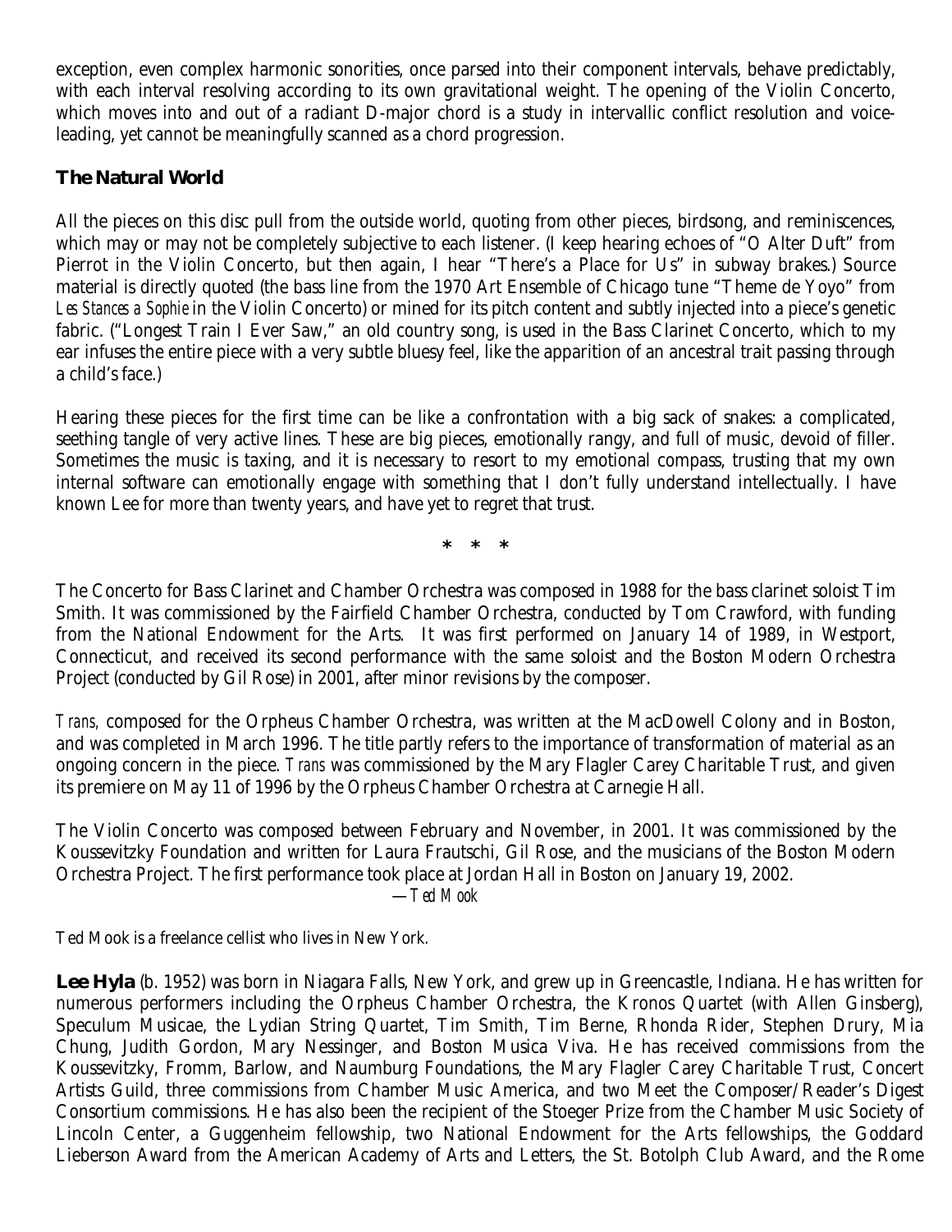exception, even complex harmonic sonorities, once parsed into their component intervals, behave predictably, with each interval resolving according to its own gravitational weight. The opening of the Violin Concerto, which moves into and out of a radiant D-major chord is a study in intervallic conflict resolution and voice-leading, yet cannot be meaningfully scanned as a chord progression.

### The Natural World

All the pieces on this disc pull from the outside world, quoting from other pieces, birdsong, and reminiscences, which may or may not be completely subjective to each listener. (I keep hearing echoes of "O Alter Duft" from Pierrot in the Violin Concerto, but then again, I hear "There's a Place for Us" in subway brakes.) Source material is directly quoted (the bass line from the 1970 Art Ensemble of Chicago tune "Theme de Yoyo" from *Les Stances a Sophie* in the Violin Concerto) or mined for its pitch content and subtly injected into a piece's genetic fabric. ("Longest Train I Ever Saw," an old country song, is used in the Bass Clarinet Concerto, which to my ear infuses the entire piece with a very subtle bluesy feel, like the apparition of an ancestral trait passing through a child's face.)

Hearing these pieces for the first time can be like a confrontation with a big sack of snakes: a complicated, seething tangle of very active lines. These are big pieces, emotionally rangy, and full of music, devoid of filler. Sometimes the music is taxing, and it is necessary to resort to my emotional compass, trusting that my own internal software can emotionally engage with something that I don't fully understand intellectually. I have known Lee for more than twenty years, and have yet to regret that trust.

\* \* \*

The Concerto for Bass Clarinet and Chamber Orchestra was composed in 1988 for the bass clarinet soloist Tim Smith. It was commissioned by the Fairfield Chamber Orchestra, conducted by Tom Crawford, with funding from the National Endowment for the Arts. It was first performed on January 14 of 1989, in Westport, Connecticut, and received its second performance with the same soloist and the Boston Modern Orchestra Project (conducted by Gil Rose) in 2001, after minor revisions by the composer.

*Trans*, composed for the Orpheus Chamber Orchestra, was written at the MacDowell Colony and in Boston, and was completed in March 1996. The title partly refers to the importance of transformation of material as an ongoing concern in the piece. *Trans* was commissioned by the Mary Flagler Carey Charitable Trust, and given its premiere on May 11 of 1996 by the Orpheus Chamber Orchestra at Carnegie Hall.

The Violin Concerto was composed between February and November, in 2001. It was commissioned by the Koussevitzky Foundation and written for Laura Frautschi, Gil Rose, and the musicians of the Boston Modern Orchestra Project. The first performance took place at Jordan Hall in Boston on January 19, 2002.

—*Ted Mook*

Ted Mook is a freelance cellist who lives in New York.

**Lee Hyla** (b. 1952) was born in Niagara Falls, New York, and grew up in Greencastle, Indiana. He has written for numerous performers including the Orpheus Chamber Orchestra, the Kronos Quartet (with Allen Ginsberg), Speculum Musicae, the Lydian String Quartet, Tim Smith, Tim Berne, Rhonda Rider, Stephen Drury, Mia Chung, Judith Gordon, Mary Nessinger, and Boston Musica Viva. He has received commissions from the Koussevitzky, Fromm, Barlow, and Naumburg Foundations, the Mary Flagler Carey Charitable Trust, Concert Artists Guild, three commissions from Chamber Music America, and two Meet the Composer/Reader's Digest Consortium commissions. He has also been the recipient of the Stoeger Prize from the Chamber Music Society of Lincoln Center, a Guggenheim fellowship, two National Endowment for the Arts fellowships, the Goddard Lieberson Award from the American Academy of Arts and Letters, the St. Botolph Club Award, and the Rome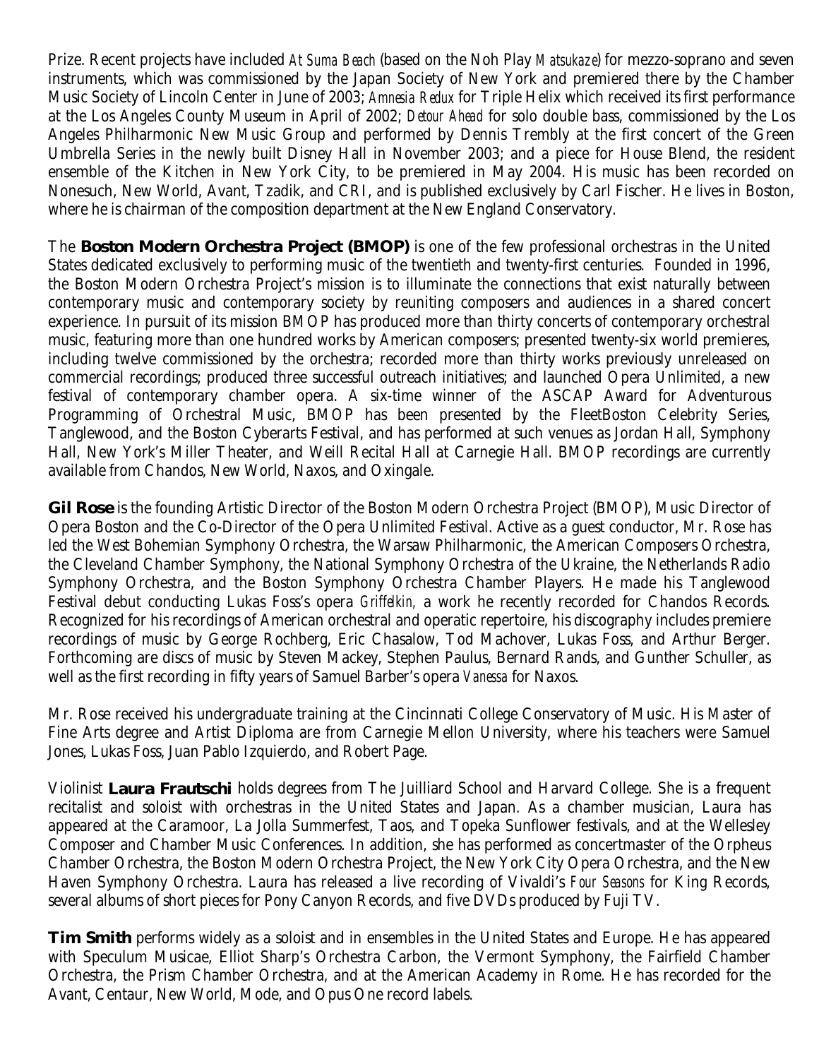Prize. Recent projects have included *At Suma Beach* (based on the Noh Play *Matsukaze*) for mezzo-soprano and seven instruments, which was commissioned by the Japan Society of New York and premiered there by the Chamber Music Society of Lincoln Center in June of 2003; *Amnesia Redux* for Triple Helix which received its first performance at the Los Angeles County Museum in April of 2002; *Detour Ahead* for solo double bass, commissioned by the Los Angeles Philharmonic New Music Group and performed by Dennis Trembly at the first concert of the Green Umbrella Series in the newly built Disney Hall in November 2003; and a piece for House Blend, the resident ensemble of the Kitchen in New York City, to be premiered in May 2004. His music has been recorded on Nonesuch, New World, Avant, Tzadik, and CRI, and is published exclusively by Carl Fischer. He lives in Boston, where he is chairman of the composition department at the New England Conservatory.

The **Boston Modern Orchestra Project (BMOP)** is one of the few professional orchestras in the United States dedicated exclusively to performing music of the twentieth and twenty-first centuries. Founded in 1996, the Boston Modern Orchestra Project's mission is to illuminate the connections that exist naturally between contemporary music and contemporary society by reuniting composers and audiences in a shared concert experience. In pursuit of its mission BMOP has produced more than thirty concerts of contemporary orchestral music, featuring more than one hundred works by American composers; presented twenty-six world premieres, including twelve commissioned by the orchestra; recorded more than thirty works previously unreleased on commercial recordings; produced three successful outreach initiatives; and launched Opera Unlimited, a new festival of contemporary chamber opera. A six-time winner of the ASCAP Award for Adventurous Programming of Orchestral Music, BMOP has been presented by the FleetBoston Celebrity Series, Tanglewood, and the Boston Cyberarts Festival, and has performed at such venues as Jordan Hall, Symphony Hall, New York's Miller Theater, and Weill Recital Hall at Carnegie Hall. BMOP recordings are currently available from Chandos, New World, Naxos, and Oxingale.

**Gil Rose** is the founding Artistic Director of the Boston Modern Orchestra Project (BMOP), Music Director of Opera Boston and the Co-Director of the Opera Unlimited Festival. Active as a guest conductor, Mr. Rose has led the West Bohemian Symphony Orchestra, the Warsaw Philharmonic, the American Composers Orchestra, the Cleveland Chamber Symphony, the National Symphony Orchestra of the Ukraine, the Netherlands Radio Symphony Orchestra, and the Boston Symphony Orchestra Chamber Players. He made his Tanglewood Festival debut conducting Lukas Foss's opera *Griffelkin,* a work he recently recorded for Chandos Records. Recognized for his recordings of American orchestral and operatic repertoire, his discography includes premiere recordings of music by George Rochberg, Eric Chasalow, Tod Machover, Lukas Foss, and Arthur Berger. Forthcoming are discs of music by Steven Mackey, Stephen Paulus, Bernard Rands, and Gunther Schuller, as well as the first recording in fifty years of Samuel Barber's opera *Vanessa* for Naxos.

Mr. Rose received his undergraduate training at the Cincinnati College Conservatory of Music. His Master of Fine Arts degree and Artist Diploma are from Carnegie Mellon University, where his teachers were Samuel Jones, Lukas Foss, Juan Pablo Izquierdo, and Robert Page.

Violinist **Laura Frautschi** holds degrees from The Juilliard School and Harvard College. She is a frequent recitalist and soloist with orchestras in the United States and Japan. As a chamber musician, Laura has appeared at the Caramoor, La Jolla Summerfest, Taos, and Topeka Sunflower festivals, and at the Wellesley Composer and Chamber Music Conferences. In addition, she has performed as concertmaster of the Orpheus Chamber Orchestra, the Boston Modern Orchestra Project, the New York City Opera Orchestra, and the New Haven Symphony Orchestra. Laura has released a live recording of Vivaldi's *Four Seasons* for King Records, several albums of short pieces for Pony Canyon Records, and five DVDs produced by Fuji TV.

**Tim Smith** performs widely as a soloist and in ensembles in the United States and Europe. He has appeared with Speculum Musicae, Elliot Sharp's Orchestra Carbon, the Vermont Symphony, the Fairfield Chamber Orchestra, the Prism Chamber Orchestra, and at the American Academy in Rome. He has recorded for the Avant, Centaur, New World, Mode, and Opus One record labels.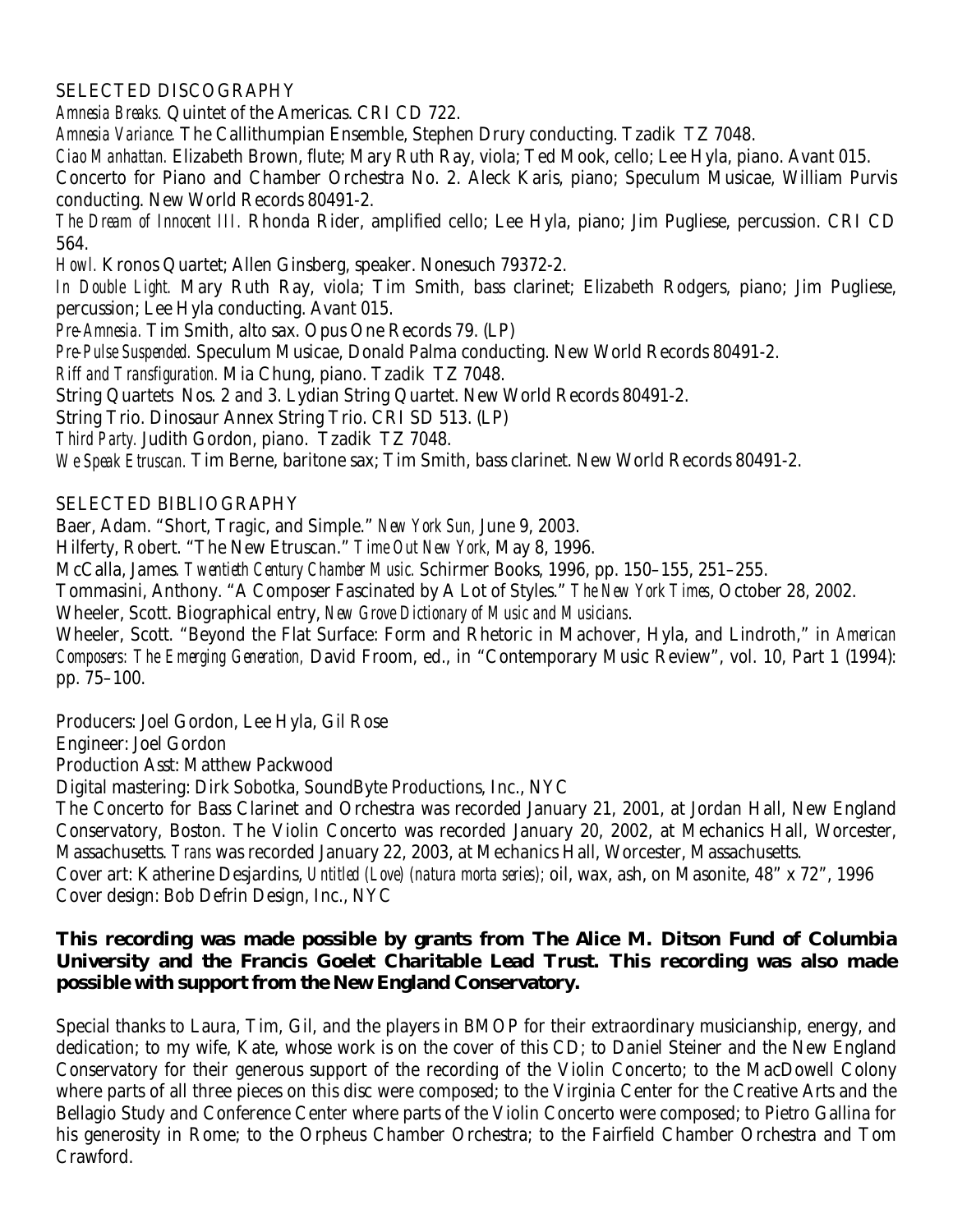## SELECTED DISCOGRAPHY

*Amnesia Breaks.* Quintet of the Americas. CRI CD 722.
*Amnesia Variance.* The Callithumpian Ensemble, Stephen Drury conducting. Tzadik TZ 7048.
*Ciao Manhattan.* Elizabeth Brown, flute; Mary Ruth Ray, viola; Ted Mook, cello; Lee Hyla, piano. Avant 015.
Concerto for Piano and Chamber Orchestra No. 2. Aleck Karis, piano; Speculum Musicae, William Purvis conducting. New World Records 80491-2.
*The Dream of Innocent III.* Rhonda Rider, amplified cello; Lee Hyla, piano; Jim Pugliese, percussion. CRI CD 564.
*Howl.* Kronos Quartet; Allen Ginsberg, speaker. Nonesuch 79372-2.
*In Double Light.* Mary Ruth Ray, viola; Tim Smith, bass clarinet; Elizabeth Rodgers, piano; Jim Pugliese, percussion; Lee Hyla conducting. Avant 015.
*Pre-Amnesia.* Tim Smith, alto sax. Opus One Records 79. (LP)
*Pre-Pulse Suspended.* Speculum Musicae, Donald Palma conducting. New World Records 80491-2.
*Riff and Transfiguration.* Mia Chung, piano. Tzadik TZ 7048.
String Quartets Nos. 2 and 3. Lydian String Quartet. New World Records 80491-2.
String Trio. Dinosaur Annex String Trio. CRI SD 513. (LP)
*Third Party.* Judith Gordon, piano. Tzadik TZ 7048.
*We Speak Etruscan.* Tim Berne, baritone sax; Tim Smith, bass clarinet. New World Records 80491-2.

## SELECTED BIBLIOGRAPHY

Baer, Adam. "Short, Tragic, and Simple." *New York Sun,* June 9, 2003.
Hilferty, Robert. "The New Etruscan." *Time Out New York,* May 8, 1996.
McCalla, James. *Twentieth Century Chamber Music.* Schirmer Books, 1996, pp. 150–155, 251–255.
Tommasini, Anthony. "A Composer Fascinated by A Lot of Styles." *The New York Times*, October 28, 2002.
Wheeler, Scott. Biographical entry, *New Grove Dictionary of Music and Musicians*.
Wheeler, Scott. "Beyond the Flat Surface: Form and Rhetoric in Machover, Hyla, and Lindroth," in *American Composers: The Emerging Generation,* David Froom, ed., in "Contemporary Music Review", vol. 10, Part 1 (1994): pp. 75–100.

Producers: Joel Gordon, Lee Hyla, Gil Rose
Engineer: Joel Gordon
Production Asst: Matthew Packwood
Digital mastering: Dirk Sobotka, SoundByte Productions, Inc., NYC
The Concerto for Bass Clarinet and Orchestra was recorded January 21, 2001, at Jordan Hall, New England Conservatory, Boston. The Violin Concerto was recorded January 20, 2002, at Mechanics Hall, Worcester, Massachusetts. *Trans* was recorded January 22, 2003, at Mechanics Hall, Worcester, Massachusetts.
Cover art: Katherine Desjardins, *Untitled (Love) (natura morta series);* oil, wax, ash, on Masonite, 48" x 72", 1996
Cover design: Bob Defrin Design, Inc., NYC

**This recording was made possible by grants from The Alice M. Ditson Fund of Columbia University and the Francis Goelet Charitable Lead Trust. This recording was also made possible with support from the New England Conservatory.**

Special thanks to Laura, Tim, Gil, and the players in BMOP for their extraordinary musicianship, energy, and dedication; to my wife, Kate, whose work is on the cover of this CD; to Daniel Steiner and the New England Conservatory for their generous support of the recording of the Violin Concerto; to the MacDowell Colony where parts of all three pieces on this disc were composed; to the Virginia Center for the Creative Arts and the Bellagio Study and Conference Center where parts of the Violin Concerto were composed; to Pietro Gallina for his generosity in Rome; to the Orpheus Chamber Orchestra; to the Fairfield Chamber Orchestra and Tom Crawford.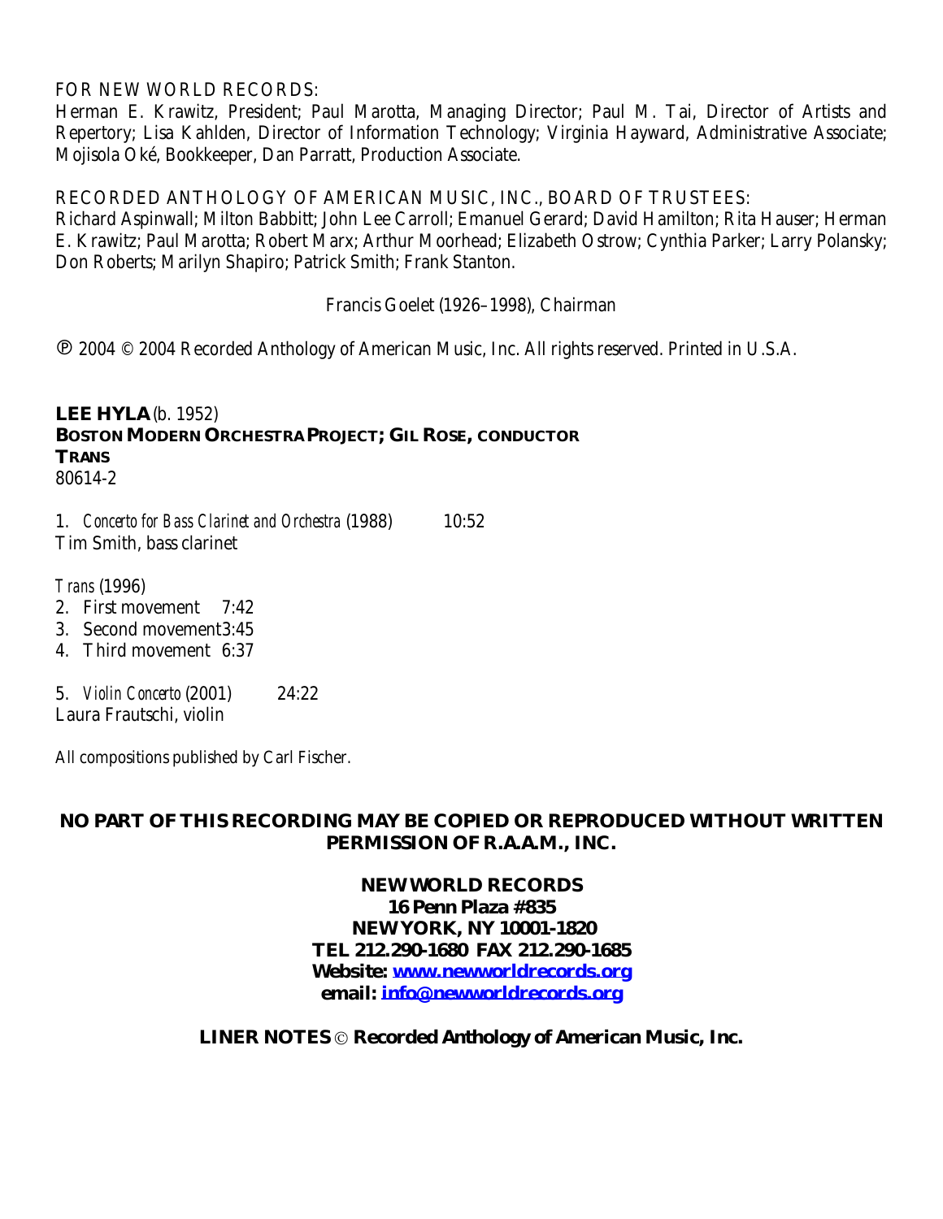FOR NEW WORLD RECORDS:
Herman E. Krawitz, President; Paul Marotta, Managing Director; Paul M. Tai, Director of Artists and Repertory; Lisa Kahlden, Director of Information Technology; Virginia Hayward, Administrative Associate; Mojisola Oké, Bookkeeper, Dan Parratt, Production Associate.

RECORDED ANTHOLOGY OF AMERICAN MUSIC, INC., BOARD OF TRUSTEES:
Richard Aspinwall; Milton Babbitt; John Lee Carroll; Emanuel Gerard; David Hamilton; Rita Hauser; Herman E. Krawitz; Paul Marotta; Robert Marx; Arthur Moorhead; Elizabeth Ostrow; Cynthia Parker; Larry Polansky; Don Roberts; Marilyn Shapiro; Patrick Smith; Frank Stanton.

Francis Goelet (1926–1998), Chairman

℗ 2004 © 2004 Recorded Anthology of American Music, Inc. All rights reserved. Printed in U.S.A.

**LEE HYLA** (b. 1952)
**BOSTON MODERN ORCHESTRA PROJECT; GIL ROSE, CONDUCTOR**
**TRANS**
80614-2

1. *Concerto for Bass Clarinet and Orchestra* (1988) 10:52
Tim Smith, bass clarinet

*Trans* (1996)

2. First movement 7:42
3. Second movement 3:45
4. Third movement 6:37

5. *Violin Concerto* (2001) 24:22
Laura Frautschi, violin

All compositions published by Carl Fischer.

**NO PART OF THIS RECORDING MAY BE COPIED OR REPRODUCED WITHOUT WRITTEN PERMISSION OF R.A.A.M., INC.**

**NEW WORLD RECORDS**
**16 Penn Plaza #835**
**NEW YORK, NY 10001-1820**
**TEL 212.290-1680 FAX 212.290-1685**
**Website: www.newworldrecords.org**
**email: info@newworldrecords.org**

**LINER NOTES © Recorded Anthology of American Music, Inc.**